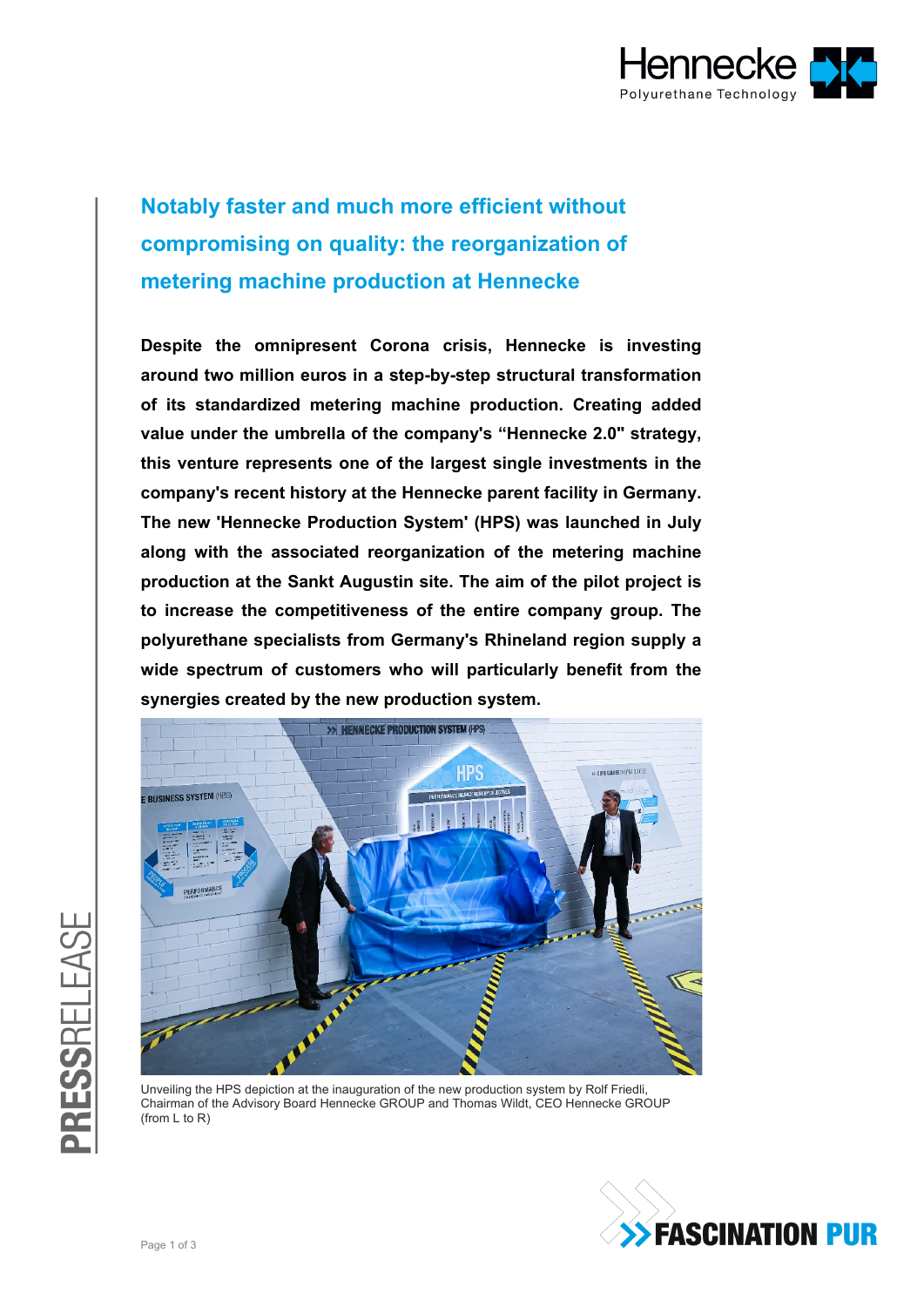# Notably faster and much more efficient without compromising on quality: the reorganization of metering machine production at Hennecke

**Despite the omnipresent Corona crisis, Hennecke is investing around two million euros in a step-by-step structural transformation of its standardized metering machine production. Creating added value under the umbrella of the company's "Hennecke 2.0" strategy, this venture represents one of the largest single investments in the company's recent history at the Hennecke parent facility in Germany. The new 'Hennecke Production System' (HPS) was launched in July along with the associated reorganization of the metering machine production at the Sankt Augustin site. The aim of the pilot project is to increase the competitiveness of the entire company group. The polyurethane specialists from Germany's Rhineland region supply a wide spectrum of customers who will particularly benefit from the synergies created by the new production system.**

Unveiling the HPS depiction at the inauguration of the new production system by Rolf Friedli, Chairman of the Advisory Board Hennecke GROUP and Thomas Wildt, CEO Hennecke GROUP (from L to R)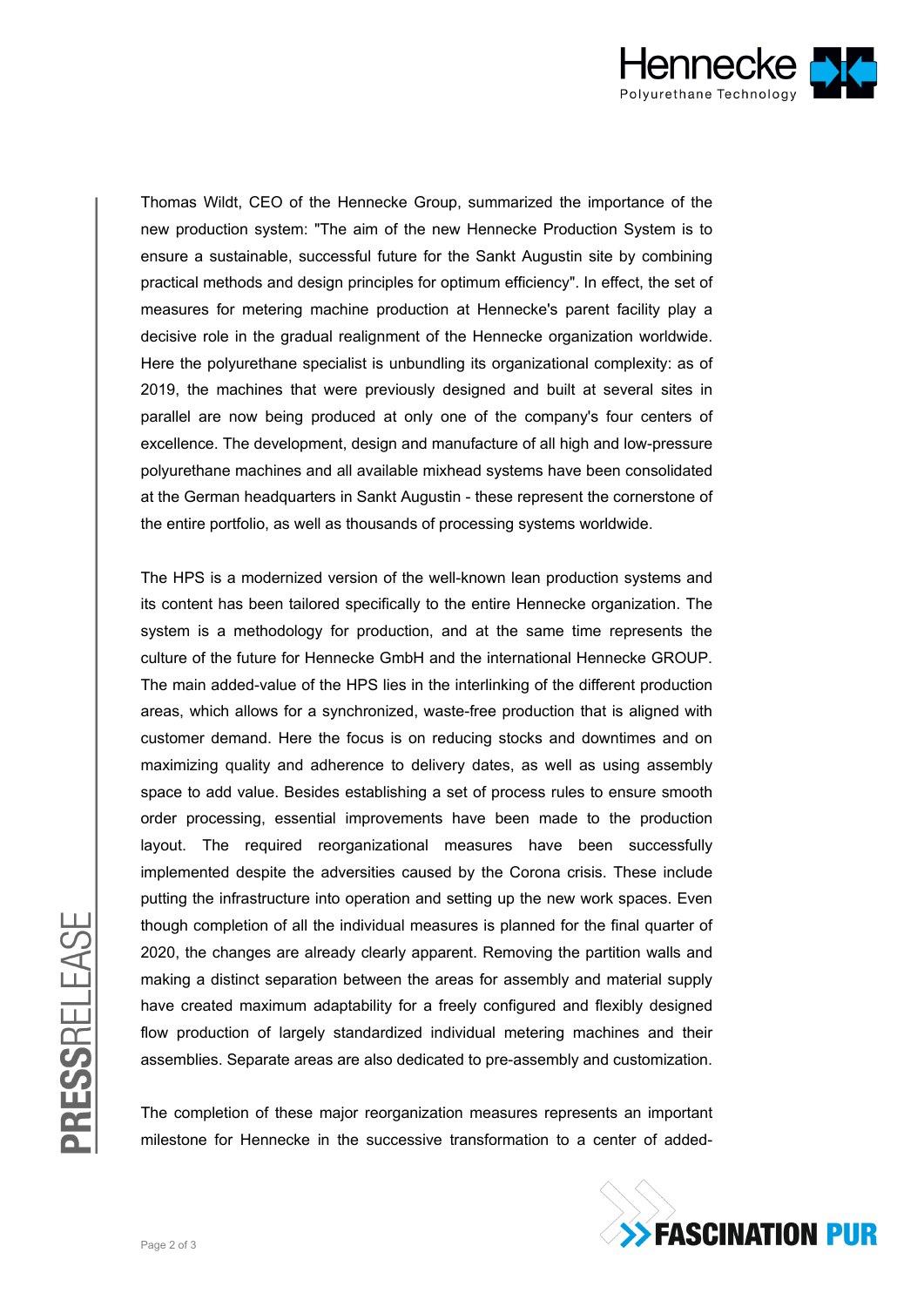Thomas Wildt, CEO of the Hennecke Group, summarized the importance of the new production system: "The aim of the new Hennecke Production System is to ensure a sustainable, successful future for the Sankt Augustin site by combining practical methods and design principles for optimum efficiency". In effect, the set of measures for metering machine production at Hennecke's parent facility play a decisive role in the gradual realignment of the Hennecke organization worldwide. Here the polyurethane specialist is unbundling its organizational complexity: as of 2019, the machines that were previously designed and built at several sites in parallel are now being produced at only one of the company's four centers of excellence. The development, design and manufacture of all high and low-pressure polyurethane machines and all available mixhead systems have been consolidated at the German headquarters in Sankt Augustin - these represent the cornerstone of the entire portfolio, as well as thousands of processing systems worldwide.

The HPS is a modernized version of the well-known lean production systems and its content has been tailored specifically to the entire Hennecke organization. The system is a methodology for production, and at the same time represents the culture of the future for Hennecke GmbH and the international Hennecke GROUP. The main added-value of the HPS lies in the interlinking of the different production areas, which allows for a synchronized, waste-free production that is aligned with customer demand. Here the focus is on reducing stocks and downtimes and on maximizing quality and adherence to delivery dates, as well as using assembly space to add value. Besides establishing a set of process rules to ensure smooth order processing, essential improvements have been made to the production layout. The required reorganizational measures have been successfully implemented despite the adversities caused by the Corona crisis. These include putting the infrastructure into operation and setting up the new work spaces. Even though completion of all the individual measures is planned for the final quarter of 2020, the changes are already clearly apparent. Removing the partition walls and making a distinct separation between the areas for assembly and material supply have created maximum adaptability for a freely configured and flexibly designed flow production of largely standardized individual metering machines and their assemblies. Separate areas are also dedicated to pre-assembly and customization.

The completion of these major reorganization measures represents an important milestone for Hennecke in the successive transformation to a center of added-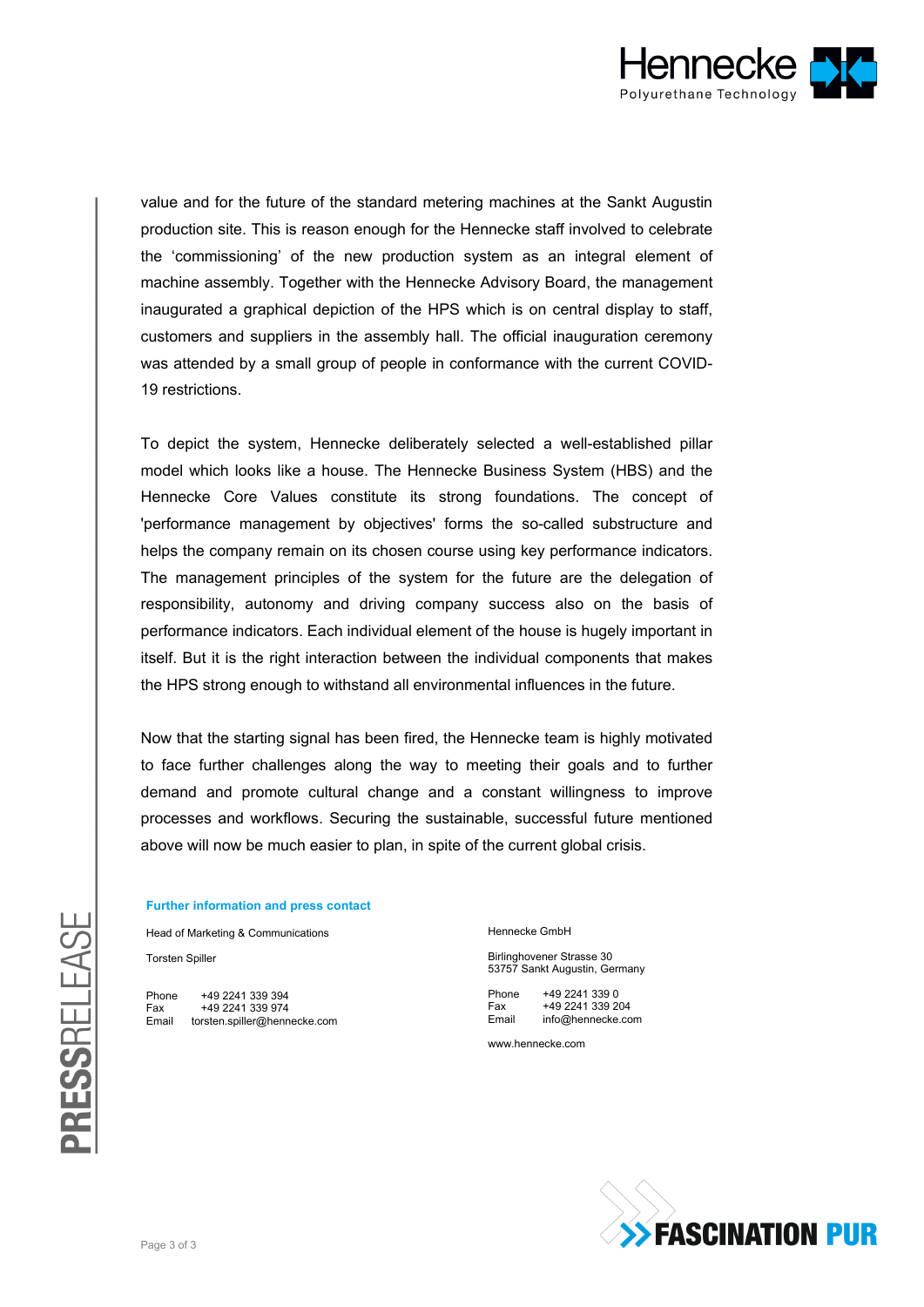value and for the future of the standard metering machines at the Sankt Augustin production site. This is reason enough for the Hennecke staff involved to celebrate the 'commissioning' of the new production system as an integral element of machine assembly. Together with the Hennecke Advisory Board, the management inaugurated a graphical depiction of the HPS which is on central display to staff, customers and suppliers in the assembly hall. The official inauguration ceremony was attended by a small group of people in conformance with the current COVID-19 restrictions.

To depict the system, Hennecke deliberately selected a well-established pillar model which looks like a house. The Hennecke Business System (HBS) and the Hennecke Core Values constitute its strong foundations. The concept of 'performance management by objectives' forms the so-called substructure and helps the company remain on its chosen course using key performance indicators. The management principles of the system for the future are the delegation of responsibility, autonomy and driving company success also on the basis of performance indicators. Each individual element of the house is hugely important in itself. But it is the right interaction between the individual components that makes the HPS strong enough to withstand all environmental influences in the future.

Now that the starting signal has been fired, the Hennecke team is highly motivated to face further challenges along the way to meeting their goals and to further demand and promote cultural change and a constant willingness to improve processes and workflows. Securing the sustainable, successful future mentioned above will now be much easier to plan, in spite of the current global crisis.

**Further information and press contact**

Head of Marketing & Communications

Torsten Spiller

Phone +49 2241 339 394
Fax +49 2241 339 974
Email torsten.spiller@hennecke.com

Hennecke GmbH

Birlinghovener Strasse 30
53757 Sankt Augustin, Germany

Phone +49 2241 339 0
Fax +49 2241 339 204
Email info@hennecke.com

www.hennecke.com